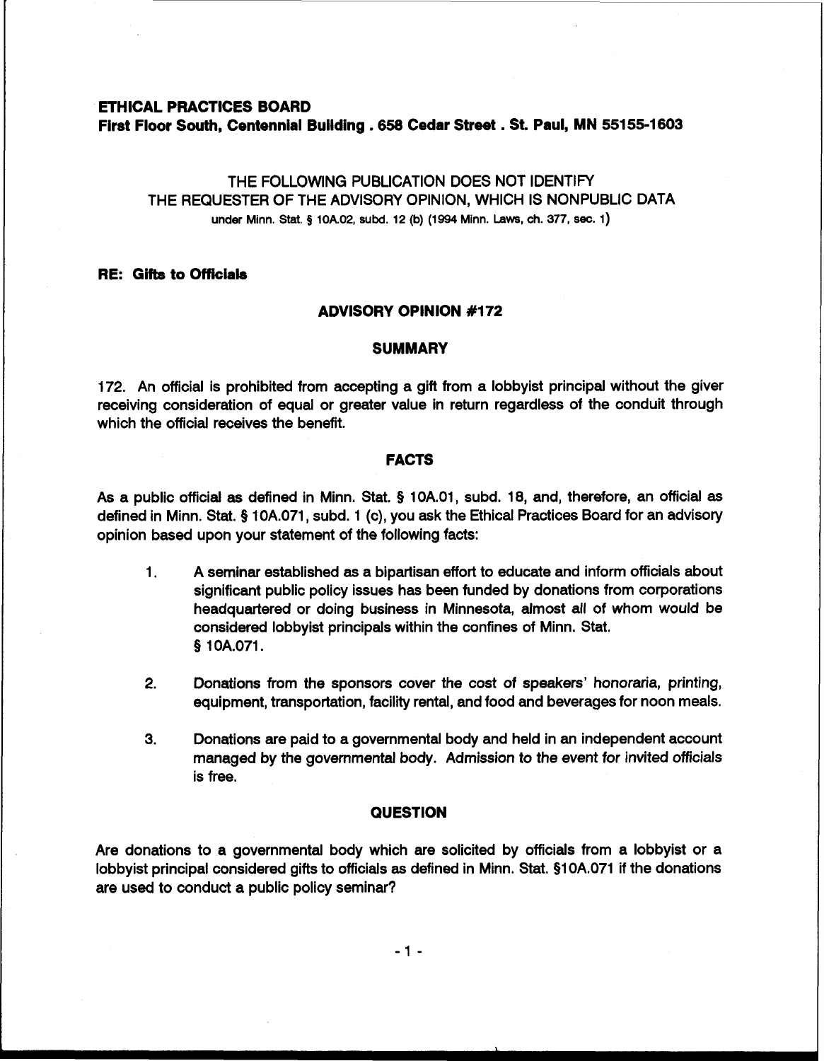**ETHICAL PRACTICES BOARD**
**First Floor South, Centennial Building . 658 Cedar Street . St. Paul, MN 55155-1603**

THE FOLLOWING PUBLICATION DOES NOT IDENTIFY
THE REQUESTER OF THE ADVISORY OPINION, WHICH IS NONPUBLIC DATA
under Minn. Stat. § 10A.02, subd. 12 (b) (1994 Minn. Laws, ch. 377, sec. 1)

**RE: Gifts to Officials**

## ADVISORY OPINION #172

### SUMMARY

172. An official is prohibited from accepting a gift from a lobbyist principal without the giver receiving consideration of equal or greater value in return regardless of the conduit through which the official receives the benefit.

### FACTS

As a public official as defined in Minn. Stat. § 10A.01, subd. 18, and, therefore, an official as defined in Minn. Stat. § 10A.071, subd. 1 (c), you ask the Ethical Practices Board for an advisory opinion based upon your statement of the following facts:

1. A seminar established as a bipartisan effort to educate and inform officials about significant public policy issues has been funded by donations from corporations headquartered or doing business in Minnesota, almost all of whom would be considered lobbyist principals within the confines of Minn. Stat. § 10A.071.

2. Donations from the sponsors cover the cost of speakers' honoraria, printing, equipment, transportation, facility rental, and food and beverages for noon meals.

3. Donations are paid to a governmental body and held in an independent account managed by the governmental body. Admission to the event for invited officials is free.

### QUESTION

Are donations to a governmental body which are solicited by officials from a lobbyist or a lobbyist principal considered gifts to officials as defined in Minn. Stat. §10A.071 if the donations are used to conduct a public policy seminar?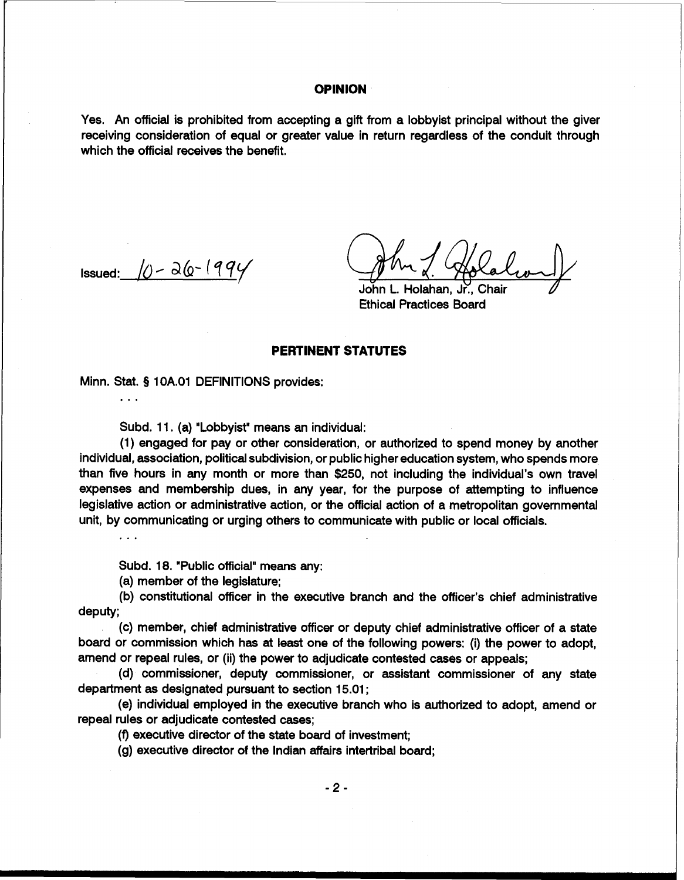## OPINION

Yes. An official is prohibited from accepting a gift from a lobbyist principal without the giver receiving consideration of equal or greater value in return regardless of the conduit through which the official receives the benefit.

Issued: 10-26-1994

John L. Holahan, Jr., Chair
Ethical Practices Board

## PERTINENT STATUTES

Minn. Stat. § 10A.01 DEFINITIONS provides:

. . .

Subd. 11. (a) "Lobbyist" means an individual:

(1) engaged for pay or other consideration, or authorized to spend money by another individual, association, political subdivision, or public higher education system, who spends more than five hours in any month or more than $250, not including the individual's own travel expenses and membership dues, in any year, for the purpose of attempting to influence legislative action or administrative action, or the official action of a metropolitan governmental unit, by communicating or urging others to communicate with public or local officials.

. . .

Subd. 18. "Public official" means any:

(a) member of the legislature;

(b) constitutional officer in the executive branch and the officer's chief administrative deputy;

(c) member, chief administrative officer or deputy chief administrative officer of a state board or commission which has at least one of the following powers: (i) the power to adopt, amend or repeal rules, or (ii) the power to adjudicate contested cases or appeals;

(d) commissioner, deputy commissioner, or assistant commissioner of any state department as designated pursuant to section 15.01;

(e) individual employed in the executive branch who is authorized to adopt, amend or repeal rules or adjudicate contested cases;

(f) executive director of the state board of investment;

(g) executive director of the Indian affairs intertribal board;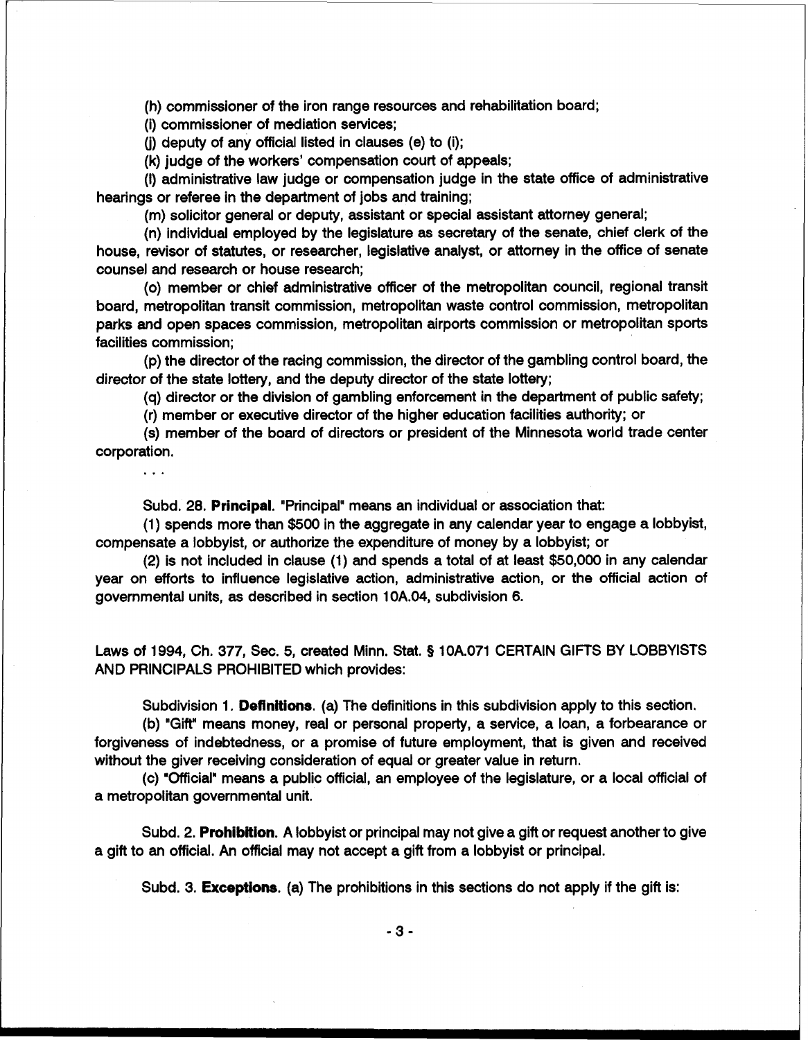(h) commissioner of the iron range resources and rehabilitation board;

(i) commissioner of mediation services;

(j) deputy of any official listed in clauses (e) to (i);

(k) judge of the workers' compensation court of appeals;

(l) administrative law judge or compensation judge in the state office of administrative hearings or referee in the department of jobs and training;

(m) solicitor general or deputy, assistant or special assistant attorney general;

(n) individual employed by the legislature as secretary of the senate, chief clerk of the house, revisor of statutes, or researcher, legislative analyst, or attorney in the office of senate counsel and research or house research;

(o) member or chief administrative officer of the metropolitan council, regional transit board, metropolitan transit commission, metropolitan waste control commission, metropolitan parks and open spaces commission, metropolitan airports commission or metropolitan sports facilities commission;

(p) the director of the racing commission, the director of the gambling control board, the director of the state lottery, and the deputy director of the state lottery;

(q) director or the division of gambling enforcement in the department of public safety;

(r) member or executive director of the higher education facilities authority; or

(s) member of the board of directors or president of the Minnesota world trade center corporation.

. . .

Subd. 28. **Principal**. "Principal" means an individual or association that:

(1) spends more than \$500 in the aggregate in any calendar year to engage a lobbyist, compensate a lobbyist, or authorize the expenditure of money by a lobbyist; or

(2) is not included in clause (1) and spends a total of at least \$50,000 in any calendar year on efforts to influence legislative action, administrative action, or the official action of governmental units, as described in section 10A.04, subdivision 6.

Laws of 1994, Ch. 377, Sec. 5, created Minn. Stat. § 10A.071 CERTAIN GIFTS BY LOBBYISTS AND PRINCIPALS PROHIBITED which provides:

Subdivision 1. **Definitions**. (a) The definitions in this subdivision apply to this section.

(b) "Gift" means money, real or personal property, a service, a loan, a forbearance or forgiveness of indebtedness, or a promise of future employment, that is given and received without the giver receiving consideration of equal or greater value in return.

(c) "Official" means a public official, an employee of the legislature, or a local official of a metropolitan governmental unit.

Subd. 2. **Prohibition**. A lobbyist or principal may not give a gift or request another to give a gift to an official. An official may not accept a gift from a lobbyist or principal.

Subd. 3. **Exceptions**. (a) The prohibitions in this sections do not apply if the gift is: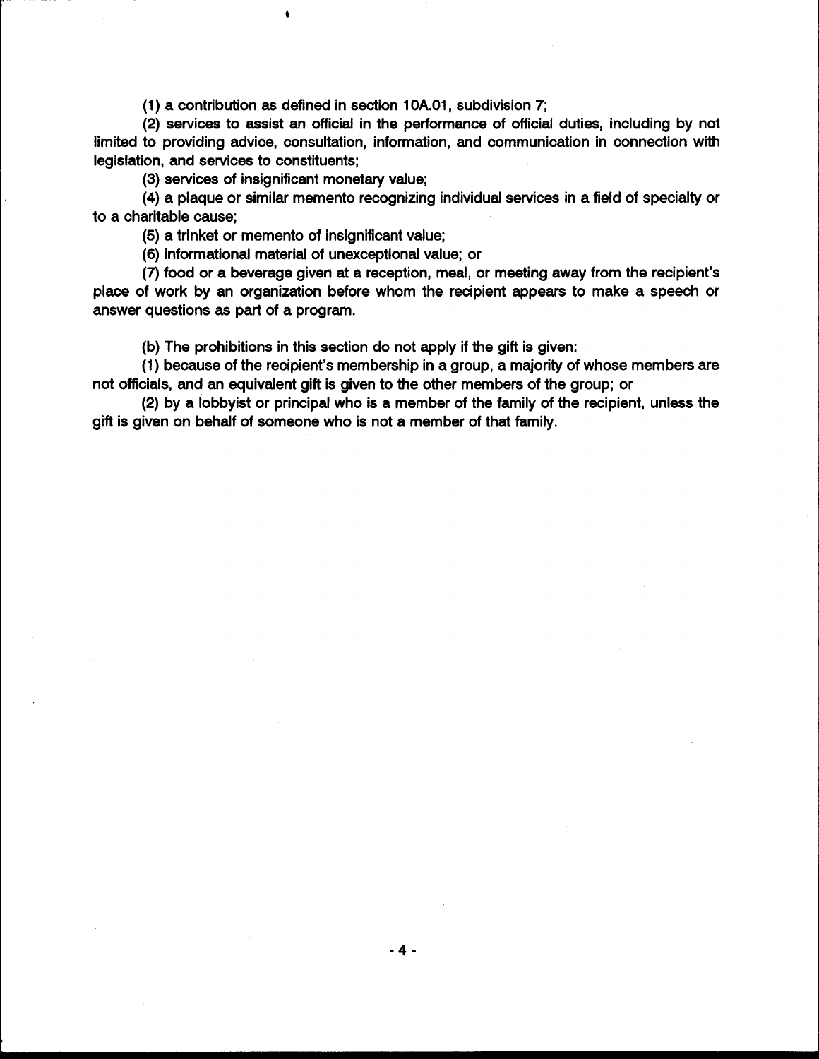(1) a contribution as defined in section 10A.01, subdivision 7;

(2) services to assist an official in the performance of official duties, including by not limited to providing advice, consultation, information, and communication in connection with legislation, and services to constituents;

(3) services of insignificant monetary value;

(4) a plaque or similar memento recognizing individual services in a field of specialty or to a charitable cause;

(5) a trinket or memento of insignificant value;

(6) informational material of unexceptional value; or

(7) food or a beverage given at a reception, meal, or meeting away from the recipient's place of work by an organization before whom the recipient appears to make a speech or answer questions as part of a program.

(b) The prohibitions in this section do not apply if the gift is given:

(1) because of the recipient's membership in a group, a majority of whose members are not officials, and an equivalent gift is given to the other members of the group; or

(2) by a lobbyist or principal who is a member of the family of the recipient, unless the gift is given on behalf of someone who is not a member of that family.